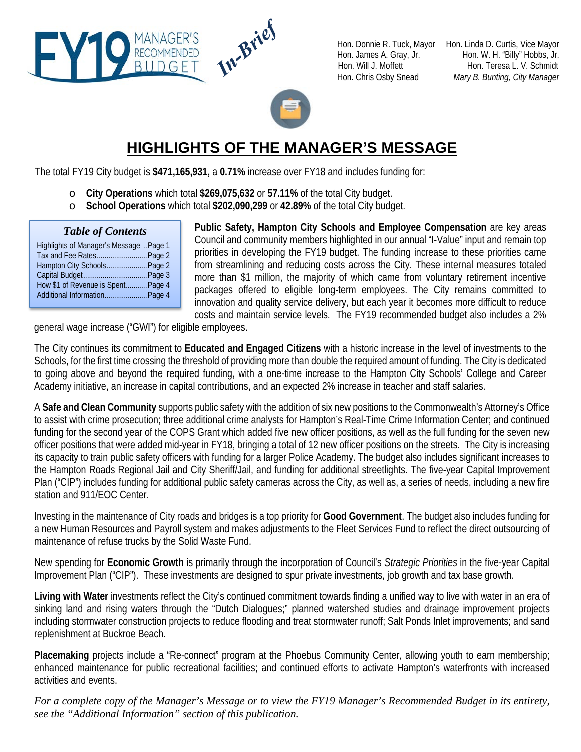# FY19 MANAGER'S RECOMMENDED BUDGET *In-Brief*

Hon. Donnie R. Tuck, Mayor
Hon. James A. Gray, Jr.
Hon. Will J. Moffett
Hon. Chris Osby Snead
Hon. Linda D. Curtis, Vice Mayor
Hon. W. H. "Billy" Hobbs, Jr.
Hon. Teresa L. V. Schmidt
*Mary B. Bunting, City Manager*

## HIGHLIGHTS OF THE MANAGER'S MESSAGE

The total FY19 City budget is **$471,165,931,** a **0.71%** increase over FY18 and includes funding for:

- **City Operations** which total **$269,075,632** or **57.11%** of the total City budget.
- **School Operations** which total **$202,090,299** or **42.89%** of the total City budget.

### *Table of Contents*

| | |
|---|---|
| Highlights of Manager's Message | Page 1 |
| Tax and Fee Rates | Page 2 |
| Hampton City Schools | Page 2 |
| Capital Budget | Page 3 |
| How $1 of Revenue is Spent | Page 4 |
| Additional Information | Page 4 |

**Public Safety, Hampton City Schools and Employee Compensation** are key areas Council and community members highlighted in our annual "I-Value" input and remain top priorities in developing the FY19 budget. The funding increase to these priorities came from streamlining and reducing costs across the City. These internal measures totaled more than $1 million, the majority of which came from voluntary retirement incentive packages offered to eligible long-term employees. The City remains committed to innovation and quality service delivery, but each year it becomes more difficult to reduce costs and maintain service levels. The FY19 recommended budget also includes a 2% general wage increase ("GWI") for eligible employees.

The City continues its commitment to **Educated and Engaged Citizens** with a historic increase in the level of investments to the Schools, for the first time crossing the threshold of providing more than double the required amount of funding. The City is dedicated to going above and beyond the required funding, with a one-time increase to the Hampton City Schools' College and Career Academy initiative, an increase in capital contributions, and an expected 2% increase in teacher and staff salaries.

A **Safe and Clean Community** supports public safety with the addition of six new positions to the Commonwealth's Attorney's Office to assist with crime prosecution; three additional crime analysts for Hampton's Real-Time Crime Information Center; and continued funding for the second year of the COPS Grant which added five new officer positions, as well as the full funding for the seven new officer positions that were added mid-year in FY18, bringing a total of 12 new officer positions on the streets. The City is increasing its capacity to train public safety officers with funding for a larger Police Academy. The budget also includes significant increases to the Hampton Roads Regional Jail and City Sheriff/Jail, and funding for additional streetlights. The five-year Capital Improvement Plan ("CIP") includes funding for additional public safety cameras across the City, as well as, a series of needs, including a new fire station and 911/EOC Center.

Investing in the maintenance of City roads and bridges is a top priority for **Good Government**. The budget also includes funding for a new Human Resources and Payroll system and makes adjustments to the Fleet Services Fund to reflect the direct outsourcing of maintenance of refuse trucks by the Solid Waste Fund.

New spending for **Economic Growth** is primarily through the incorporation of Council's *Strategic Priorities* in the five-year Capital Improvement Plan ("CIP"). These investments are designed to spur private investments, job growth and tax base growth.

**Living with Water** investments reflect the City's continued commitment towards finding a unified way to live with water in an era of sinking land and rising waters through the "Dutch Dialogues;" planned watershed studies and drainage improvement projects including stormwater construction projects to reduce flooding and treat stormwater runoff; Salt Ponds Inlet improvements; and sand replenishment at Buckroe Beach.

**Placemaking** projects include a "Re-connect" program at the Phoebus Community Center, allowing youth to earn membership; enhanced maintenance for public recreational facilities; and continued efforts to activate Hampton's waterfronts with increased activities and events.

*For a complete copy of the Manager's Message or to view the FY19 Manager's Recommended Budget in its entirety, see the "Additional Information" section of this publication.*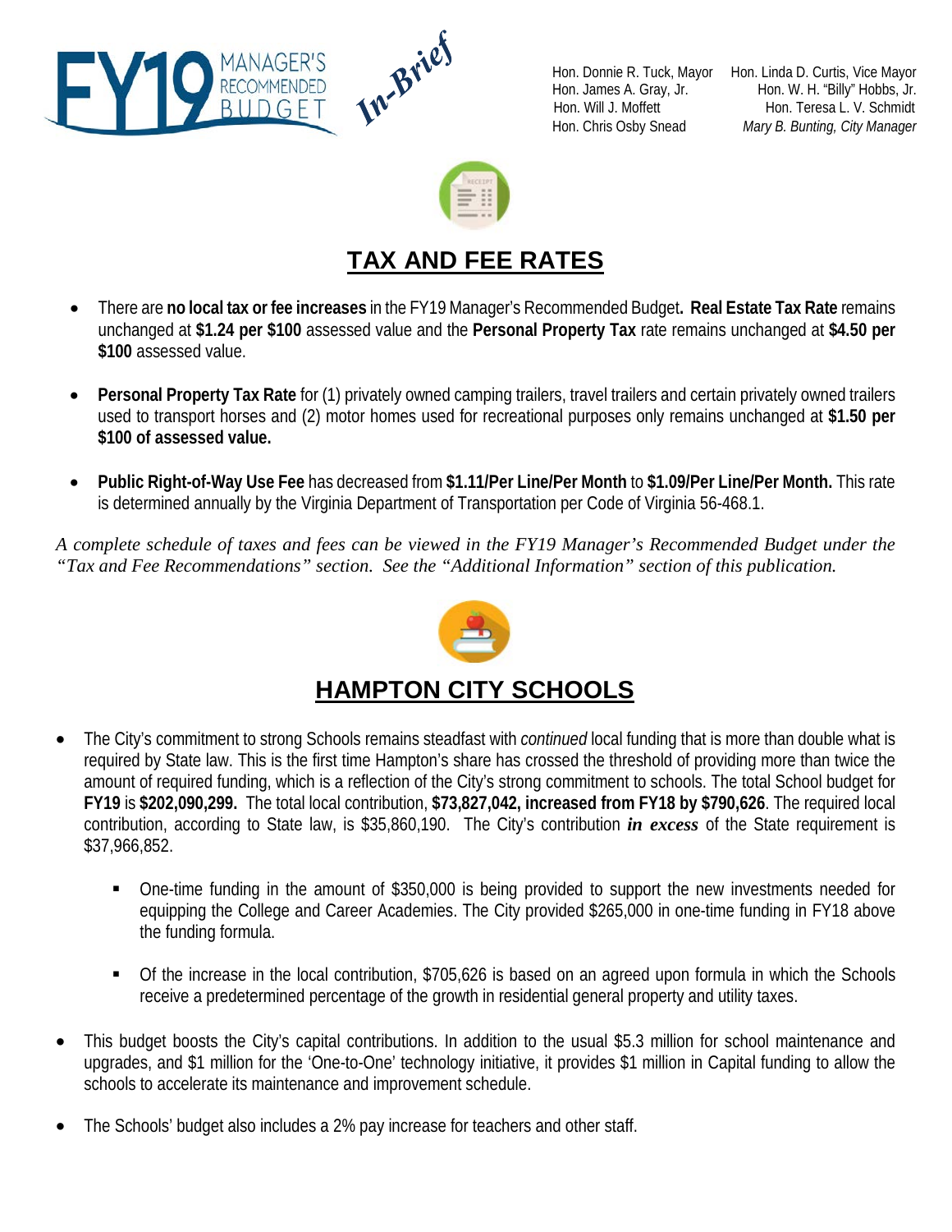FY19 MANAGER'S RECOMMENDED BUDGET *In-Brief*

Hon. Donnie R. Tuck, Mayor
Hon. James A. Gray, Jr.
Hon. Will J. Moffett
Hon. Chris Osby Snead

Hon. Linda D. Curtis, Vice Mayor
Hon. W. H. "Billy" Hobbs, Jr.
Hon. Teresa L. V. Schmidt
*Mary B. Bunting, City Manager*

## TAX AND FEE RATES

- There are **no local tax or fee increases** in the FY19 Manager's Recommended Budget**. Real Estate Tax Rate** remains unchanged at **$1.24 per $100** assessed value and the **Personal Property Tax** rate remains unchanged at **$4.50 per $100** assessed value.

- **Personal Property Tax Rate** for (1) privately owned camping trailers, travel trailers and certain privately owned trailers used to transport horses and (2) motor homes used for recreational purposes only remains unchanged at **$1.50 per $100 of assessed value.**

- **Public Right-of-Way Use Fee** has decreased from **$1.11/Per Line/Per Month** to **$1.09/Per Line/Per Month.** This rate is determined annually by the Virginia Department of Transportation per Code of Virginia 56-468.1.

*A complete schedule of taxes and fees can be viewed in the FY19 Manager's Recommended Budget under the "Tax and Fee Recommendations" section. See the "Additional Information" section of this publication.*

## HAMPTON CITY SCHOOLS

- The City's commitment to strong Schools remains steadfast with *continued* local funding that is more than double what is required by State law. This is the first time Hampton's share has crossed the threshold of providing more than twice the amount of required funding, which is a reflection of the City's strong commitment to schools. The total School budget for **FY19** is **$202,090,299.** The total local contribution, **$73,827,042, increased from FY18 by $790,626**. The required local contribution, according to State law, is $35,860,190. The City's contribution ***in excess*** of the State requirement is $37,966,852.
  - One-time funding in the amount of $350,000 is being provided to support the new investments needed for equipping the College and Career Academies. The City provided $265,000 in one-time funding in FY18 above the funding formula.
  - Of the increase in the local contribution, $705,626 is based on an agreed upon formula in which the Schools receive a predetermined percentage of the growth in residential general property and utility taxes.

- This budget boosts the City's capital contributions. In addition to the usual $5.3 million for school maintenance and upgrades, and $1 million for the 'One-to-One' technology initiative, it provides $1 million in Capital funding to allow the schools to accelerate its maintenance and improvement schedule.

- The Schools' budget also includes a 2% pay increase for teachers and other staff.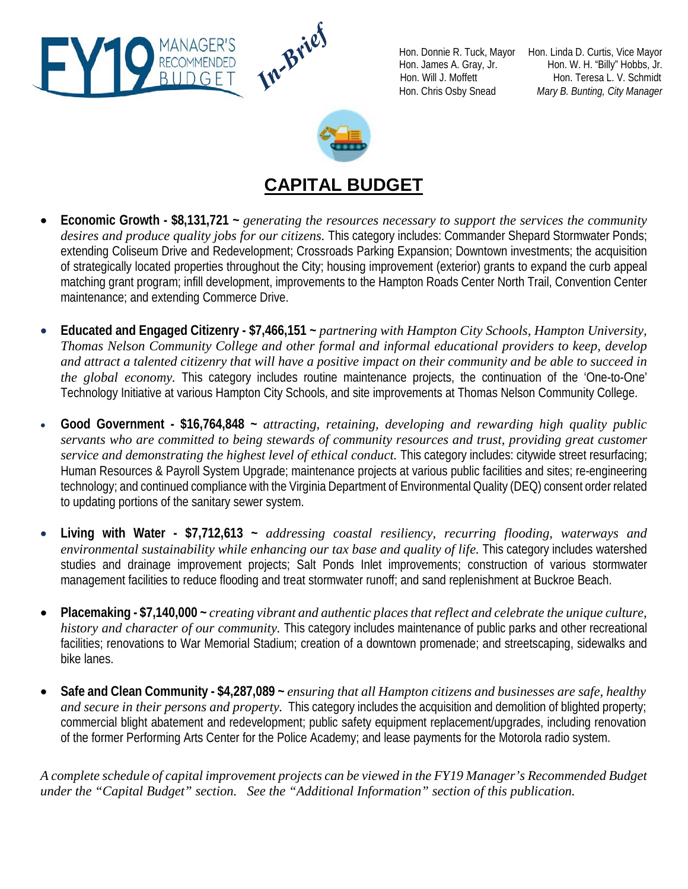FY19 MANAGER'S RECOMMENDED BUDGET *In-Brief*

Hon. Donnie R. Tuck, Mayor
Hon. Linda D. Curtis, Vice Mayor
Hon. James A. Gray, Jr.
Hon. W. H. "Billy" Hobbs, Jr.
Hon. Will J. Moffett
Hon. Teresa L. V. Schmidt
Hon. Chris Osby Snead
*Mary B. Bunting, City Manager*

# CAPITAL BUDGET

- **Economic Growth - $8,131,721 ~** *generating the resources necessary to support the services the community desires and produce quality jobs for our citizens.* This category includes: Commander Shepard Stormwater Ponds; extending Coliseum Drive and Redevelopment; Crossroads Parking Expansion; Downtown investments; the acquisition of strategically located properties throughout the City; housing improvement (exterior) grants to expand the curb appeal matching grant program; infill development, improvements to the Hampton Roads Center North Trail, Convention Center maintenance; and extending Commerce Drive.

- **Educated and Engaged Citizenry - $7,466,151 ~** *partnering with Hampton City Schools, Hampton University, Thomas Nelson Community College and other formal and informal educational providers to keep, develop and attract a talented citizenry that will have a positive impact on their community and be able to succeed in the global economy.* This category includes routine maintenance projects, the continuation of the 'One-to-One' Technology Initiative at various Hampton City Schools, and site improvements at Thomas Nelson Community College.

- **Good Government - $16,764,848 ~** *attracting, retaining, developing and rewarding high quality public servants who are committed to being stewards of community resources and trust, providing great customer service and demonstrating the highest level of ethical conduct.* This category includes: citywide street resurfacing; Human Resources & Payroll System Upgrade; maintenance projects at various public facilities and sites; re-engineering technology; and continued compliance with the Virginia Department of Environmental Quality (DEQ) consent order related to updating portions of the sanitary sewer system.

- **Living with Water - $7,712,613 ~** *addressing coastal resiliency, recurring flooding, waterways and environmental sustainability while enhancing our tax base and quality of life.* This category includes watershed studies and drainage improvement projects; Salt Ponds Inlet improvements; construction of various stormwater management facilities to reduce flooding and treat stormwater runoff; and sand replenishment at Buckroe Beach.

- **Placemaking - $7,140,000 ~** *creating vibrant and authentic places that reflect and celebrate the unique culture, history and character of our community.* This category includes maintenance of public parks and other recreational facilities; renovations to War Memorial Stadium; creation of a downtown promenade; and streetscaping, sidewalks and bike lanes.

- **Safe and Clean Community - $4,287,089 ~** *ensuring that all Hampton citizens and businesses are safe, healthy and secure in their persons and property.* This category includes the acquisition and demolition of blighted property; commercial blight abatement and redevelopment; public safety equipment replacement/upgrades, including renovation of the former Performing Arts Center for the Police Academy; and lease payments for the Motorola radio system.

*A complete schedule of capital improvement projects can be viewed in the FY19 Manager's Recommended Budget under the "Capital Budget" section. See the "Additional Information" section of this publication.*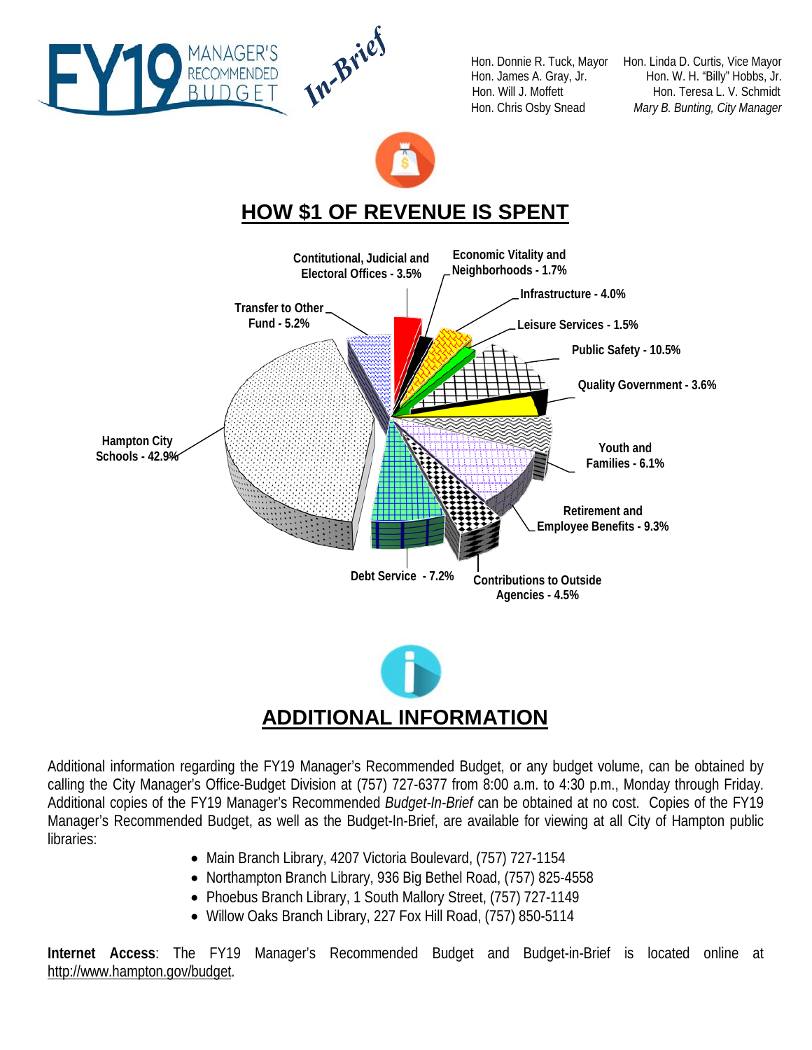FY19 MANAGER'S RECOMMENDED BUDGET *In-Brief*

Hon. Donnie R. Tuck, Mayor
Hon. James A. Gray, Jr.
Hon. Will J. Moffett
Hon. Chris Osby Snead

Hon. Linda D. Curtis, Vice Mayor
Hon. W. H. "Billy" Hobbs, Jr.
Hon. Teresa L. V. Schmidt
*Mary B. Bunting, City Manager*

## HOW $1 OF REVENUE IS SPENT

Contitutional, Judicial and Electoral Offices - 3.5%
Economic Vitality and Neighborhoods - 1.7%
Infrastructure - 4.0%
Leisure Services - 1.5%
Public Safety - 10.5%
Quality Government - 3.6%
Youth and Families - 6.1%
Retirement and Employee Benefits - 9.3%
Contributions to Outside Agencies - 4.5%
Debt Service - 7.2%
Hampton City Schools - 42.9%
Transfer to Other Fund - 5.2%

## ADDITIONAL INFORMATION

Additional information regarding the FY19 Manager's Recommended Budget, or any budget volume, can be obtained by calling the City Manager's Office-Budget Division at (757) 727-6377 from 8:00 a.m. to 4:30 p.m., Monday through Friday. Additional copies of the FY19 Manager's Recommended *Budget-In-Brief* can be obtained at no cost. Copies of the FY19 Manager's Recommended Budget, as well as the Budget-In-Brief, are available for viewing at all City of Hampton public libraries:

- Main Branch Library, 4207 Victoria Boulevard, (757) 727-1154
- Northampton Branch Library, 936 Big Bethel Road, (757) 825-4558
- Phoebus Branch Library, 1 South Mallory Street, (757) 727-1149
- Willow Oaks Branch Library, 227 Fox Hill Road, (757) 850-5114

**Internet Access**: The FY19 Manager's Recommended Budget and Budget-in-Brief is located online at http://www.hampton.gov/budget.